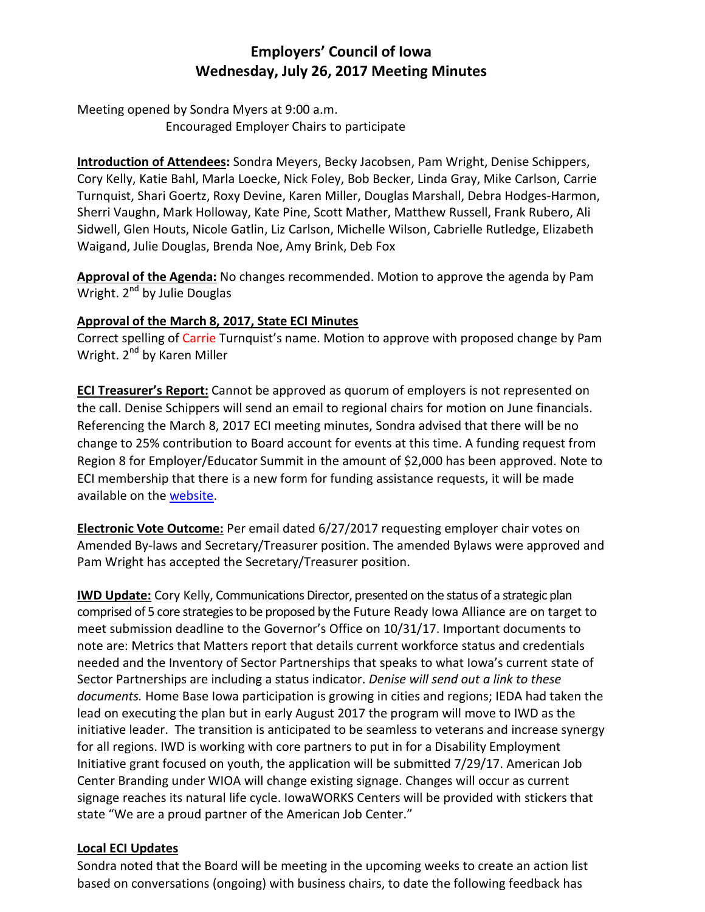# Employers' Council of Iowa
## Wednesday, July 26, 2017 Meeting Minutes

Meeting opened by Sondra Myers at 9:00 a.m.
Encouraged Employer Chairs to participate

**Introduction of Attendees:** Sondra Meyers, Becky Jacobsen, Pam Wright, Denise Schippers, Cory Kelly, Katie Bahl, Marla Loecke, Nick Foley, Bob Becker, Linda Gray, Mike Carlson, Carrie Turnquist, Shari Goertz, Roxy Devine, Karen Miller, Douglas Marshall, Debra Hodges-Harmon, Sherri Vaughn, Mark Holloway, Kate Pine, Scott Mather, Matthew Russell, Frank Rubero, Ali Sidwell, Glen Houts, Nicole Gatlin, Liz Carlson, Michelle Wilson, Cabrielle Rutledge, Elizabeth Waigand, Julie Douglas, Brenda Noe, Amy Brink, Deb Fox

**Approval of the Agenda:** No changes recommended. Motion to approve the agenda by Pam Wright. 2nd by Julie Douglas

**Approval of the March 8, 2017, State ECI Minutes**
Correct spelling of Carrie Turnquist's name. Motion to approve with proposed change by Pam Wright. 2nd by Karen Miller

**ECI Treasurer's Report:** Cannot be approved as quorum of employers is not represented on the call. Denise Schippers will send an email to regional chairs for motion on June financials. Referencing the March 8, 2017 ECI meeting minutes, Sondra advised that there will be no change to 25% contribution to Board account for events at this time. A funding request from Region 8 for Employer/Educator Summit in the amount of $2,000 has been approved. Note to ECI membership that there is a new form for funding assistance requests, it will be made available on the website.

**Electronic Vote Outcome:** Per email dated 6/27/2017 requesting employer chair votes on Amended By-laws and Secretary/Treasurer position. The amended Bylaws were approved and Pam Wright has accepted the Secretary/Treasurer position.

**IWD Update:** Cory Kelly, Communications Director, presented on the status of a strategic plan comprised of 5 core strategies to be proposed by the Future Ready Iowa Alliance are on target to meet submission deadline to the Governor's Office on 10/31/17. Important documents to note are: Metrics that Matters report that details current workforce status and credentials needed and the Inventory of Sector Partnerships that speaks to what Iowa's current state of Sector Partnerships are including a status indicator. *Denise will send out a link to these documents.* Home Base Iowa participation is growing in cities and regions; IEDA had taken the lead on executing the plan but in early August 2017 the program will move to IWD as the initiative leader. The transition is anticipated to be seamless to veterans and increase synergy for all regions. IWD is working with core partners to put in for a Disability Employment Initiative grant focused on youth, the application will be submitted 7/29/17. American Job Center Branding under WIOA will change existing signage. Changes will occur as current signage reaches its natural life cycle. IowaWORKS Centers will be provided with stickers that state "We are a proud partner of the American Job Center."

**Local ECI Updates**
Sondra noted that the Board will be meeting in the upcoming weeks to create an action list based on conversations (ongoing) with business chairs, to date the following feedback has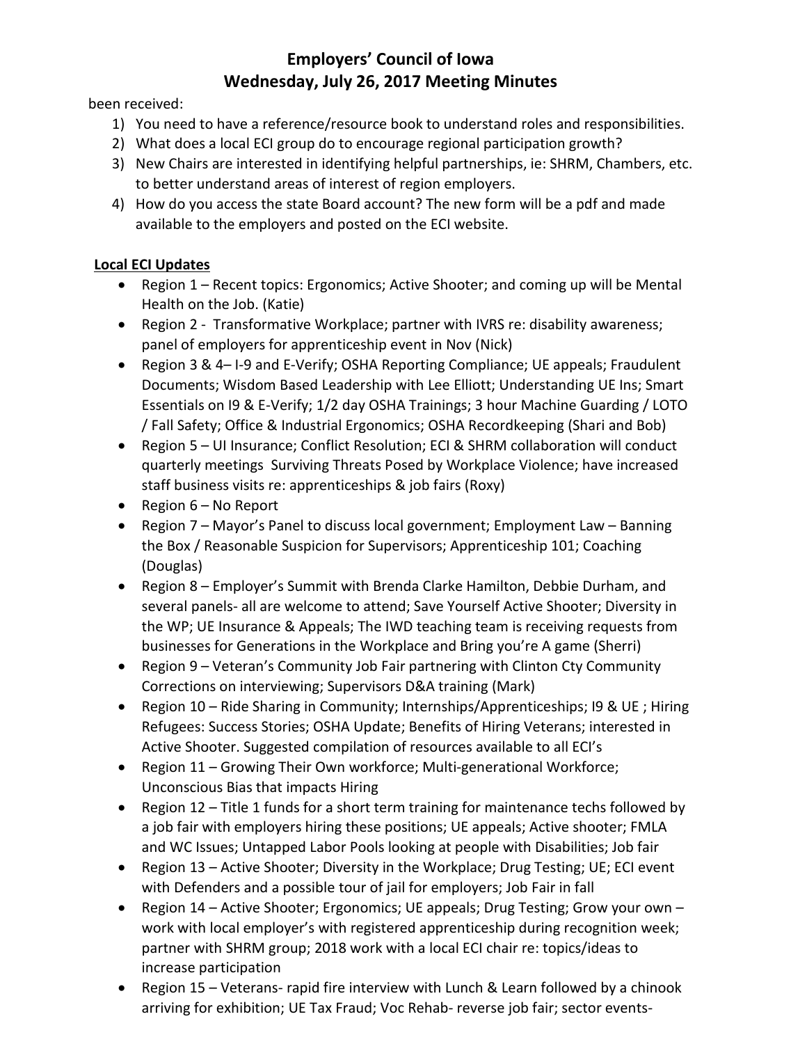been received:

1) You need to have a reference/resource book to understand roles and responsibilities.
2) What does a local ECI group do to encourage regional participation growth?
3) New Chairs are interested in identifying helpful partnerships, ie: SHRM, Chambers, etc. to better understand areas of interest of region employers.
4) How do you access the state Board account? The new form will be a pdf and made available to the employers and posted on the ECI website.

**Local ECI Updates**

- Region 1 – Recent topics: Ergonomics; Active Shooter; and coming up will be Mental Health on the Job. (Katie)
- Region 2 - Transformative Workplace; partner with IVRS re: disability awareness; panel of employers for apprenticeship event in Nov (Nick)
- Region 3 & 4– I-9 and E-Verify; OSHA Reporting Compliance; UE appeals; Fraudulent Documents; Wisdom Based Leadership with Lee Elliott; Understanding UE Ins; Smart Essentials on I9 & E-Verify; 1/2 day OSHA Trainings; 3 hour Machine Guarding / LOTO / Fall Safety; Office & Industrial Ergonomics; OSHA Recordkeeping (Shari and Bob)
- Region 5 – UI Insurance; Conflict Resolution; ECI & SHRM collaboration will conduct quarterly meetings Surviving Threats Posed by Workplace Violence; have increased staff business visits re: apprenticeships & job fairs (Roxy)
- Region 6 – No Report
- Region 7 – Mayor's Panel to discuss local government; Employment Law – Banning the Box / Reasonable Suspicion for Supervisors; Apprenticeship 101; Coaching (Douglas)
- Region 8 – Employer's Summit with Brenda Clarke Hamilton, Debbie Durham, and several panels- all are welcome to attend; Save Yourself Active Shooter; Diversity in the WP; UE Insurance & Appeals; The IWD teaching team is receiving requests from businesses for Generations in the Workplace and Bring you're A game (Sherri)
- Region 9 – Veteran's Community Job Fair partnering with Clinton Cty Community Corrections on interviewing; Supervisors D&A training (Mark)
- Region 10 – Ride Sharing in Community; Internships/Apprenticeships; I9 & UE ; Hiring Refugees: Success Stories; OSHA Update; Benefits of Hiring Veterans; interested in Active Shooter. Suggested compilation of resources available to all ECI's
- Region 11 – Growing Their Own workforce; Multi-generational Workforce; Unconscious Bias that impacts Hiring
- Region 12 – Title 1 funds for a short term training for maintenance techs followed by a job fair with employers hiring these positions; UE appeals; Active shooter; FMLA and WC Issues; Untapped Labor Pools looking at people with Disabilities; Job fair
- Region 13 – Active Shooter; Diversity in the Workplace; Drug Testing; UE; ECI event with Defenders and a possible tour of jail for employers; Job Fair in fall
- Region 14 – Active Shooter; Ergonomics; UE appeals; Drug Testing; Grow your own – work with local employer's with registered apprenticeship during recognition week; partner with SHRM group; 2018 work with a local ECI chair re: topics/ideas to increase participation
- Region 15 – Veterans- rapid fire interview with Lunch & Learn followed by a chinook arriving for exhibition; UE Tax Fraud; Voc Rehab- reverse job fair; sector events-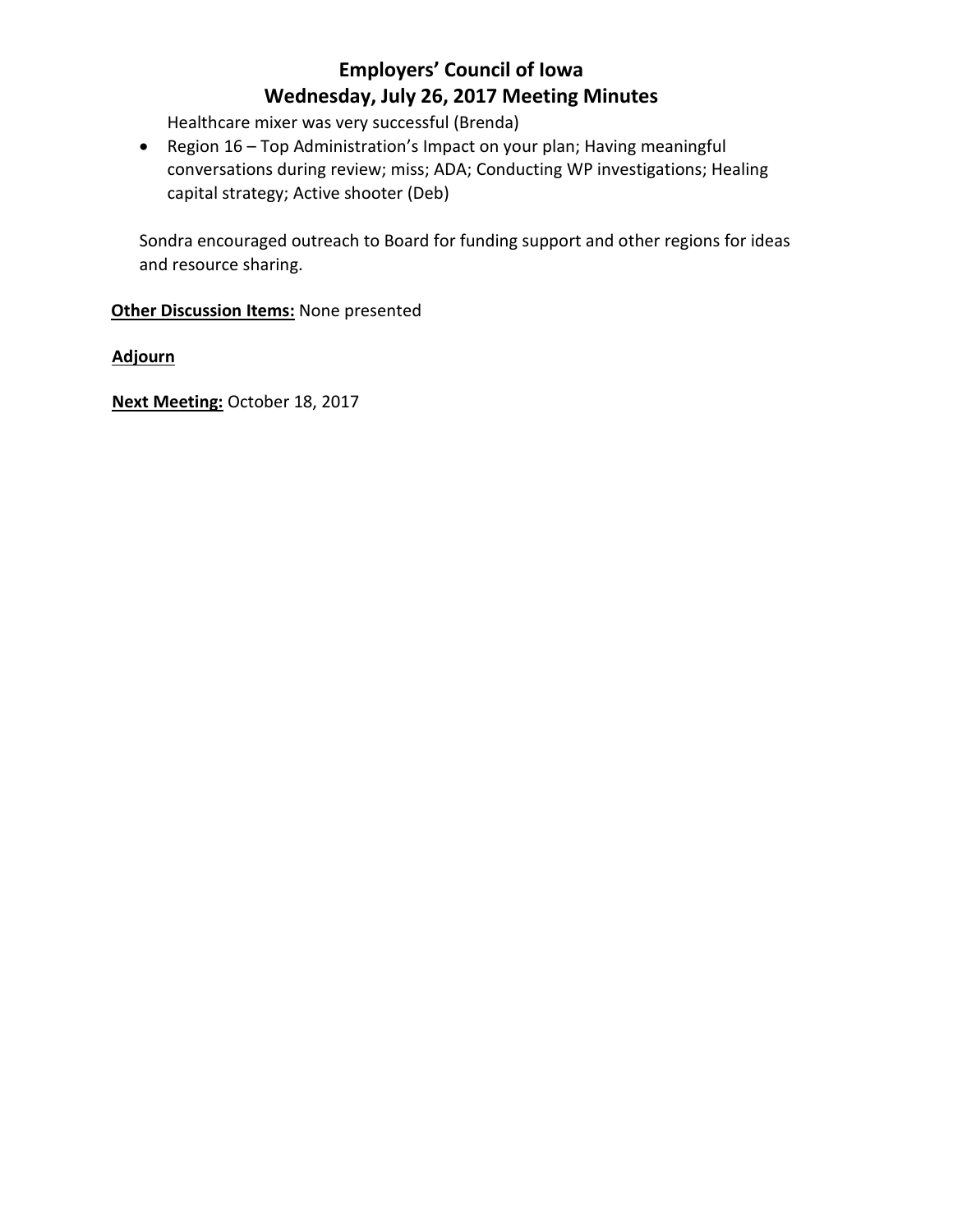Healthcare mixer was very successful (Brenda)

- Region 16 – Top Administration's Impact on your plan; Having meaningful conversations during review; miss; ADA; Conducting WP investigations; Healing capital strategy; Active shooter (Deb)

Sondra encouraged outreach to Board for funding support and other regions for ideas and resource sharing.

**Other Discussion Items:** None presented

**Adjourn**

**Next Meeting:** October 18, 2017